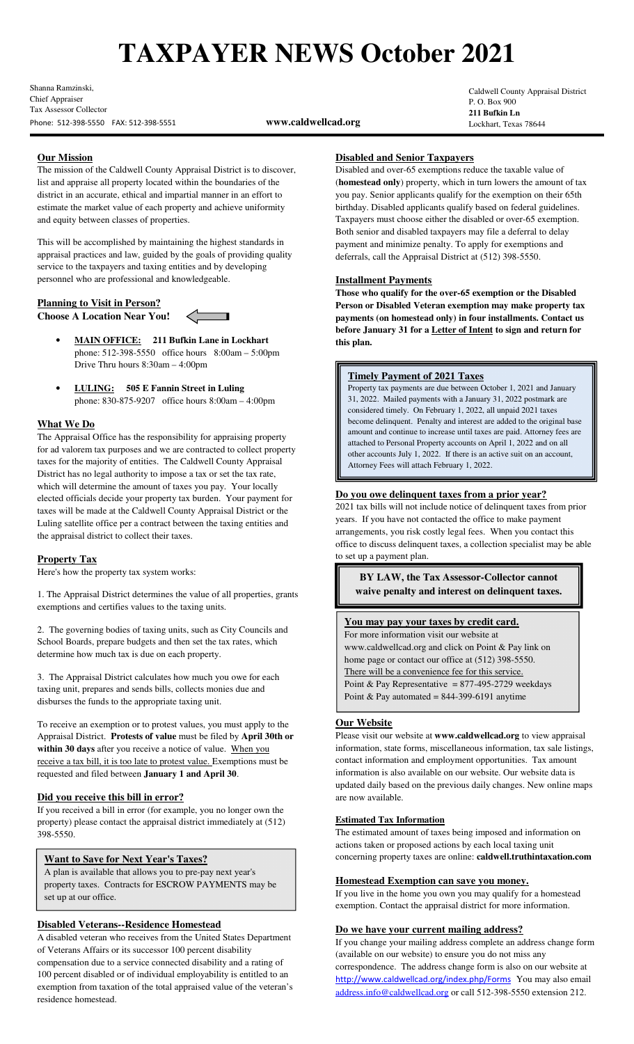# TAXPAYER NEWS October 2021

Shanna Ramzinski,
Chief Appraiser
Tax Assessor Collector
Phone: 512-398-5550 FAX: 512-398-5551

**www.caldwellcad.org**

Caldwell County Appraisal District
P. O. Box 900
**211 Bufkin Ln**
Lockhart, Texas 78644

## Our Mission

The mission of the Caldwell County Appraisal District is to discover, list and appraise all property located within the boundaries of the district in an accurate, ethical and impartial manner in an effort to estimate the market value of each property and achieve uniformity and equity between classes of properties.

This will be accomplished by maintaining the highest standards in appraisal practices and law, guided by the goals of providing quality service to the taxpayers and taxing entities and by developing personnel who are professional and knowledgeable.

## Planning to Visit in Person? Choose A Location Near You!

- **MAIN OFFICE: 211 Bufkin Lane in Lockhart**
  phone: 512-398-5550 office hours 8:00am – 5:00pm
  Drive Thru hours 8:30am – 4:00pm
- **LULING: 505 E Fannin Street in Luling**
  phone: 830-875-9207 office hours 8:00am – 4:00pm

## What We Do

The Appraisal Office has the responsibility for appraising property for ad valorem tax purposes and we are contracted to collect property taxes for the majority of entities. The Caldwell County Appraisal District has no legal authority to impose a tax or set the tax rate, which will determine the amount of taxes you pay. Your locally elected officials decide your property tax burden. Your payment for taxes will be made at the Caldwell County Appraisal District or the Luling satellite office per a contract between the taxing entities and the appraisal district to collect their taxes.

## Property Tax

Here's how the property tax system works:

1. The Appraisal District determines the value of all properties, grants exemptions and certifies values to the taxing units.

2. The governing bodies of taxing units, such as City Councils and School Boards, prepare budgets and then set the tax rates, which determine how much tax is due on each property.

3. The Appraisal District calculates how much you owe for each taxing unit, prepares and sends bills, collects monies due and disburses the funds to the appropriate taxing unit.

To receive an exemption or to protest values, you must apply to the Appraisal District. **Protests of value** must be filed by **April 30th or within 30 days** after you receive a notice of value. When you receive a tax bill, it is too late to protest value. Exemptions must be requested and filed between **January 1 and April 30**.

## Did you receive this bill in error?

If you received a bill in error (for example, you no longer own the property) please contact the appraisal district immediately at (512) 398-5550.

## Want to Save for Next Year's Taxes?

A plan is available that allows you to pre-pay next year's property taxes. Contracts for ESCROW PAYMENTS may be set up at our office.

## Disabled Veterans--Residence Homestead

A disabled veteran who receives from the United States Department of Veterans Affairs or its successor 100 percent disability compensation due to a service connected disability and a rating of 100 percent disabled or of individual employability is entitled to an exemption from taxation of the total appraised value of the veteran's residence homestead.

## Disabled and Senior Taxpayers

Disabled and over-65 exemptions reduce the taxable value of (**homestead only**) property, which in turn lowers the amount of tax you pay. Senior applicants qualify for the exemption on their 65th birthday. Disabled applicants qualify based on federal guidelines. Taxpayers must choose either the disabled or over-65 exemption. Both senior and disabled taxpayers may file a deferral to delay payment and minimize penalty. To apply for exemptions and deferrals, call the Appraisal District at (512) 398-5550.

## Installment Payments

**Those who qualify for the over-65 exemption or the Disabled Person or Disabled Veteran exemption may make property tax payments (on homestead only) in four installments. Contact us before January 31 for a Letter of Intent to sign and return for this plan.**

## Timely Payment of 2021 Taxes

Property tax payments are due between October 1, 2021 and January 31, 2022. Mailed payments with a January 31, 2022 postmark are considered timely. On February 1, 2022, all unpaid 2021 taxes become delinquent. Penalty and interest are added to the original base amount and continue to increase until taxes are paid. Attorney fees are attached to Personal Property accounts on April 1, 2022 and on all other accounts July 1, 2022. If there is an active suit on an account, Attorney Fees will attach February 1, 2022.

## Do you owe delinquent taxes from a prior year?

2021 tax bills will not include notice of delinquent taxes from prior years. If you have not contacted the office to make payment arrangements, you risk costly legal fees. When you contact this office to discuss delinquent taxes, a collection specialist may be able to set up a payment plan.

**BY LAW, the Tax Assessor-Collector cannot waive penalty and interest on delinquent taxes.**

## You may pay your taxes by credit card.

For more information visit our website at www.caldwellcad.org and click on Point & Pay link on home page or contact our office at (512) 398-5550.
There will be a convenience fee for this service.
Point & Pay Representative = 877-495-2729 weekdays
Point & Pay automated = 844-399-6191 anytime

## Our Website

Please visit our website at **www.caldwellcad.org** to view appraisal information, state forms, miscellaneous information, tax sale listings, contact information and employment opportunities. Tax amount information is also available on our website. Our website data is updated daily based on the previous daily changes. New online maps are now available.

## Estimated Tax Information

The estimated amount of taxes being imposed and information on actions taken or proposed actions by each local taxing unit concerning property taxes are online: **caldwell.truthintaxation.com**

## Homestead Exemption can save you money.

If you live in the home you own you may qualify for a homestead exemption. Contact the appraisal district for more information.

## Do we have your current mailing address?

If you change your mailing address complete an address change form (available on our website) to ensure you do not miss any correspondence. The address change form is also on our website at http://www.caldwellcad.org/index.php/Forms You may also email address.info@caldwellcad.org or call 512-398-5550 extension 212.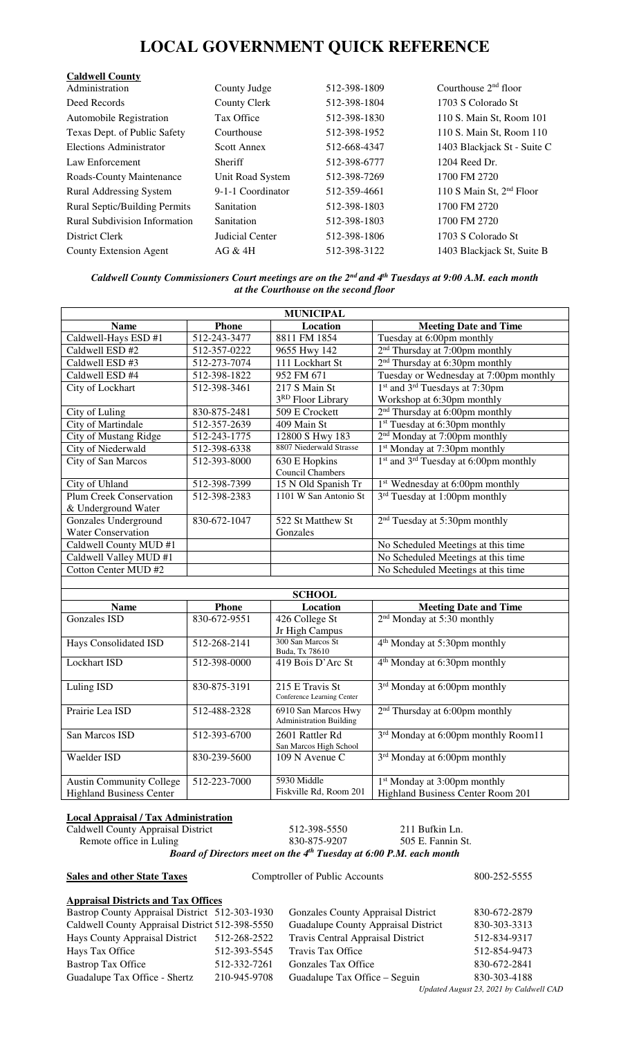# LOCAL GOVERNMENT QUICK REFERENCE

**Caldwell County**

| | | | |
|---|---|---|---|
| Administration | County Judge | 512-398-1809 | Courthouse 2nd floor |
| Deed Records | County Clerk | 512-398-1804 | 1703 S Colorado St |
| Automobile Registration | Tax Office | 512-398-1830 | 110 S. Main St, Room 101 |
| Texas Dept. of Public Safety | Courthouse | 512-398-1952 | 110 S. Main St, Room 110 |
| Elections Administrator | Scott Annex | 512-668-4347 | 1403 Blackjack St - Suite C |
| Law Enforcement | Sheriff | 512-398-6777 | 1204 Reed Dr. |
| Roads-County Maintenance | Unit Road System | 512-398-7269 | 1700 FM 2720 |
| Rural Addressing System | 9-1-1 Coordinator | 512-359-4661 | 110 S Main St, 2nd Floor |
| Rural Septic/Building Permits | Sanitation | 512-398-1803 | 1700 FM 2720 |
| Rural Subdivision Information | Sanitation | 512-398-1803 | 1700 FM 2720 |
| District Clerk | Judicial Center | 512-398-1806 | 1703 S Colorado St |
| County Extension Agent | AG & 4H | 512-398-3122 | 1403 Blackjack St, Suite B |

***Caldwell County Commissioners Court meetings are on the 2nd and 4th Tuesdays at 9:00 A.M. each month at the Courthouse on the second floor***

| MUNICIPAL | | | |
|---|---|---|---|
| **Name** | **Phone** | **Location** | **Meeting Date and Time** |
| Caldwell-Hays ESD #1 | 512-243-3477 | 8811 FM 1854 | Tuesday at 6:00pm monthly |
| Caldwell ESD #2 | 512-357-0222 | 9655 Hwy 142 | 2nd Thursday at 7:00pm monthly |
| Caldwell ESD #3 | 512-273-7074 | 111 Lockhart St | 2nd Thursday at 6:30pm monthly |
| Caldwell ESD #4 | 512-398-1822 | 952 FM 671 | Tuesday or Wednesday at 7:00pm monthly |
| City of Lockhart | 512-398-3461 | 217 S Main St 3RD Floor Library | 1st and 3rd Tuesdays at 7:30pm Workshop at 6:30pm monthly |
| City of Luling | 830-875-2481 | 509 E Crockett | 2nd Thursday at 6:00pm monthly |
| City of Martindale | 512-357-2639 | 409 Main St | 1st Tuesday at 6:30pm monthly |
| City of Mustang Ridge | 512-243-1775 | 12800 S Hwy 183 | 2nd Monday at 7:00pm monthly |
| City of Niederwald | 512-398-6338 | 8807 Niederwald Strasse | 1st Monday at 7:30pm monthly |
| City of San Marcos | 512-393-8000 | 630 E Hopkins Council Chambers | 1st and 3rd Tuesday at 6:00pm monthly |
| City of Uhland | 512-398-7399 | 15 N Old Spanish Tr | 1st Wednesday at 6:00pm monthly |
| Plum Creek Conservation & Underground Water | 512-398-2383 | 1101 W San Antonio St | 3rd Tuesday at 1:00pm monthly |
| Gonzales Underground Water Conservation | 830-672-1047 | 522 St Matthew St Gonzales | 2nd Tuesday at 5:30pm monthly |
| Caldwell County MUD #1 | | | No Scheduled Meetings at this time |
| Caldwell Valley MUD #1 | | | No Scheduled Meetings at this time |
| Cotton Center MUD #2 | | | No Scheduled Meetings at this time |

| SCHOOL | | | |
|---|---|---|---|
| **Name** | **Phone** | **Location** | **Meeting Date and Time** |
| Gonzales ISD | 830-672-9551 | 426 College St Jr High Campus | 2nd Monday at 5:30 monthly |
| Hays Consolidated ISD | 512-268-2141 | 300 San Marcos St Buda, Tx 78610 | 4th Monday at 5:30pm monthly |
| Lockhart ISD | 512-398-0000 | 419 Bois D'Arc St | 4th Monday at 6:30pm monthly |
| Luling ISD | 830-875-3191 | 215 E Travis St Conference Learning Center | 3rd Monday at 6:00pm monthly |
| Prairie Lea ISD | 512-488-2328 | 6910 San Marcos Hwy Administration Building | 2nd Thursday at 6:00pm monthly |
| San Marcos ISD | 512-393-6700 | 2601 Rattler Rd San Marcos High School | 3rd Monday at 6:00pm monthly Room11 |
| Waelder ISD | 830-239-5600 | 109 N Avenue C | 3rd Monday at 6:00pm monthly |
| Austin Community College Highland Business Center | 512-223-7000 | 5930 Middle Fiskville Rd, Room 201 | 1st Monday at 3:00pm monthly Highland Business Center Room 201 |

**Local Appraisal / Tax Administration**

| | | |
|---|---|---|
| Caldwell County Appraisal District | 512-398-5550 | 211 Bufkin Ln. |
| Remote office in Luling | 830-875-9207 | 505 E. Fannin St. |

***Board of Directors meet on the 4th Tuesday at 6:00 P.M. each month***

**Sales and other State Taxes** — Comptroller of Public Accounts — 800-252-5555

**Appraisal Districts and Tax Offices**

| | | | |
|---|---|---|---|
| Bastrop County Appraisal District | 512-303-1930 | Gonzales County Appraisal District | 830-672-2879 |
| Caldwell County Appraisal District | 512-398-5550 | Guadalupe County Appraisal District | 830-303-3313 |
| Hays County Appraisal District | 512-268-2522 | Travis Central Appraisal District | 512-834-9317 |
| Hays Tax Office | 512-393-5545 | Travis Tax Office | 512-854-9473 |
| Bastrop Tax Office | 512-332-7261 | Gonzales Tax Office | 830-672-2841 |
| Guadalupe Tax Office - Shertz | 210-945-9708 | Guadalupe Tax Office – Seguin | 830-303-4188 |

*Updated August 23, 2021 by Caldwell CAD*